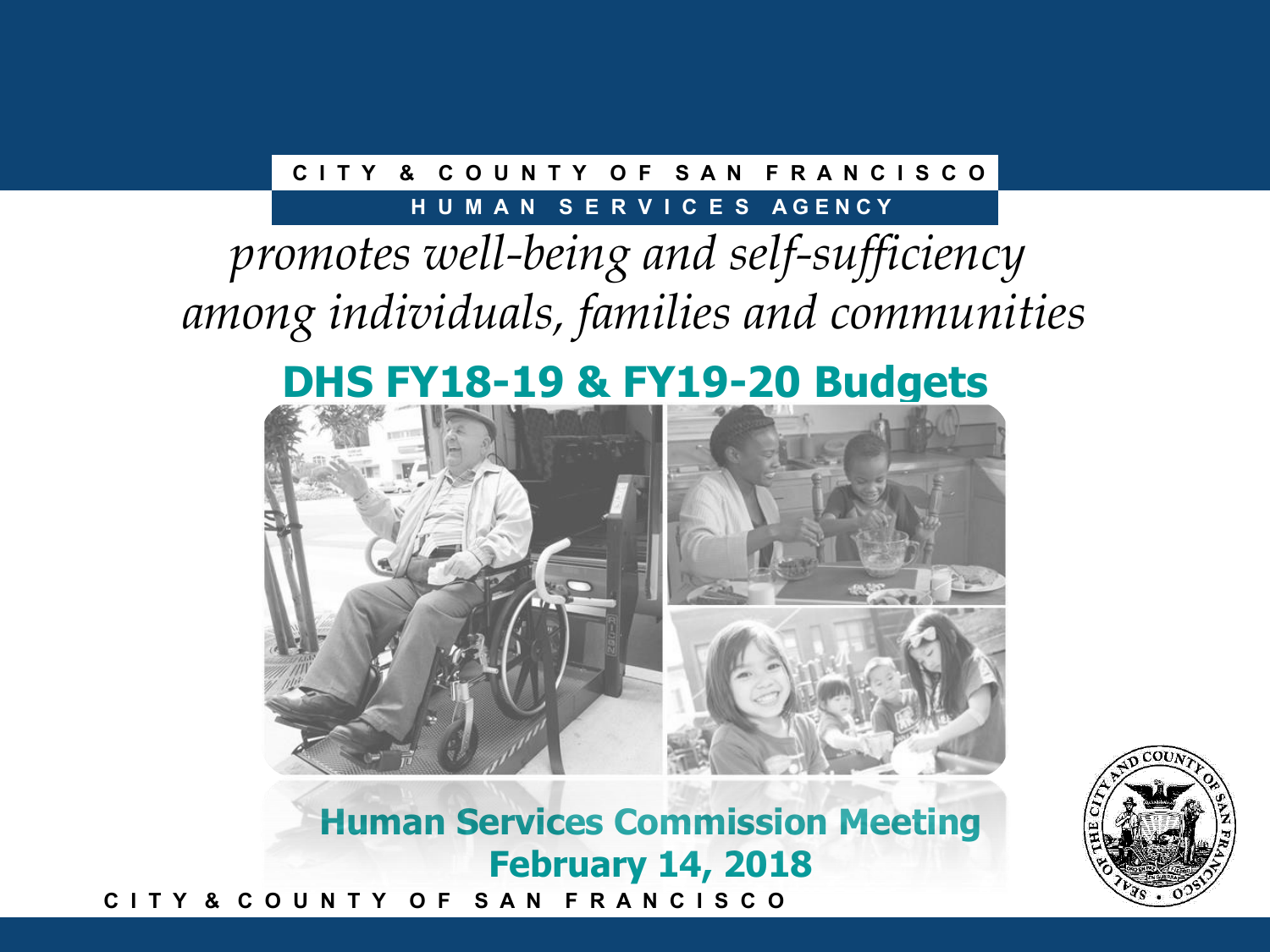CITY & COUNTY OF SAN FRANCISCO

HUMAN SERVICES AGENCY

*promotes well-being and self-sufficiency among individuals, families and communities*

# DHS FY18-19 & FY19-20 Budgets

## Human Services Commission Meeting
## February 14, 2018

CITY & COUNTY OF SAN FRANCISCO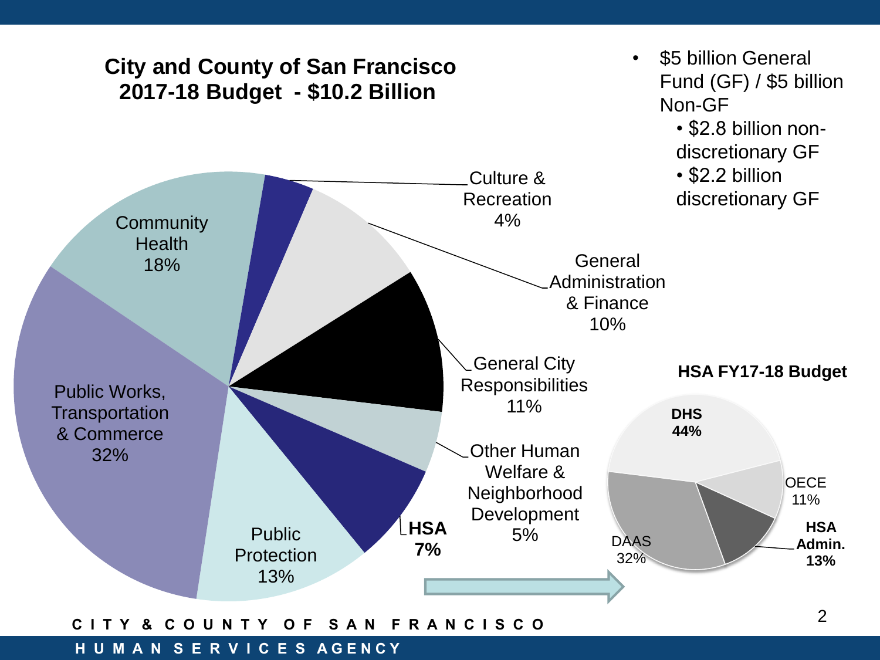## City and County of San Francisco 2017-18 Budget - $10.2 Billion

| Category | Share |
|---|---|
| Public Works, Transportation & Commerce | 32% |
| Community Health | 18% |
| Culture & Recreation | 4% |
| General Administration & Finance | 10% |
| General City Responsibilities | 11% |
| Other Human Welfare & Neighborhood Development | 5% |
| **HSA** | **7%** |
| Public Protection | 13% |

- $5 billion General Fund (GF) / $5 billion Non-GF
  - $2.8 billion non-discretionary GF
  - $2.2 billion discretionary GF

### HSA FY17-18 Budget

| Category | Share |
|---|---|
| **DHS** | **44%** |
| OECE | 11% |
| **HSA Admin.** | **13%** |
| DAAS | 32% |

CITY & COUNTY OF SAN FRANCISCO

HUMAN SERVICES AGENCY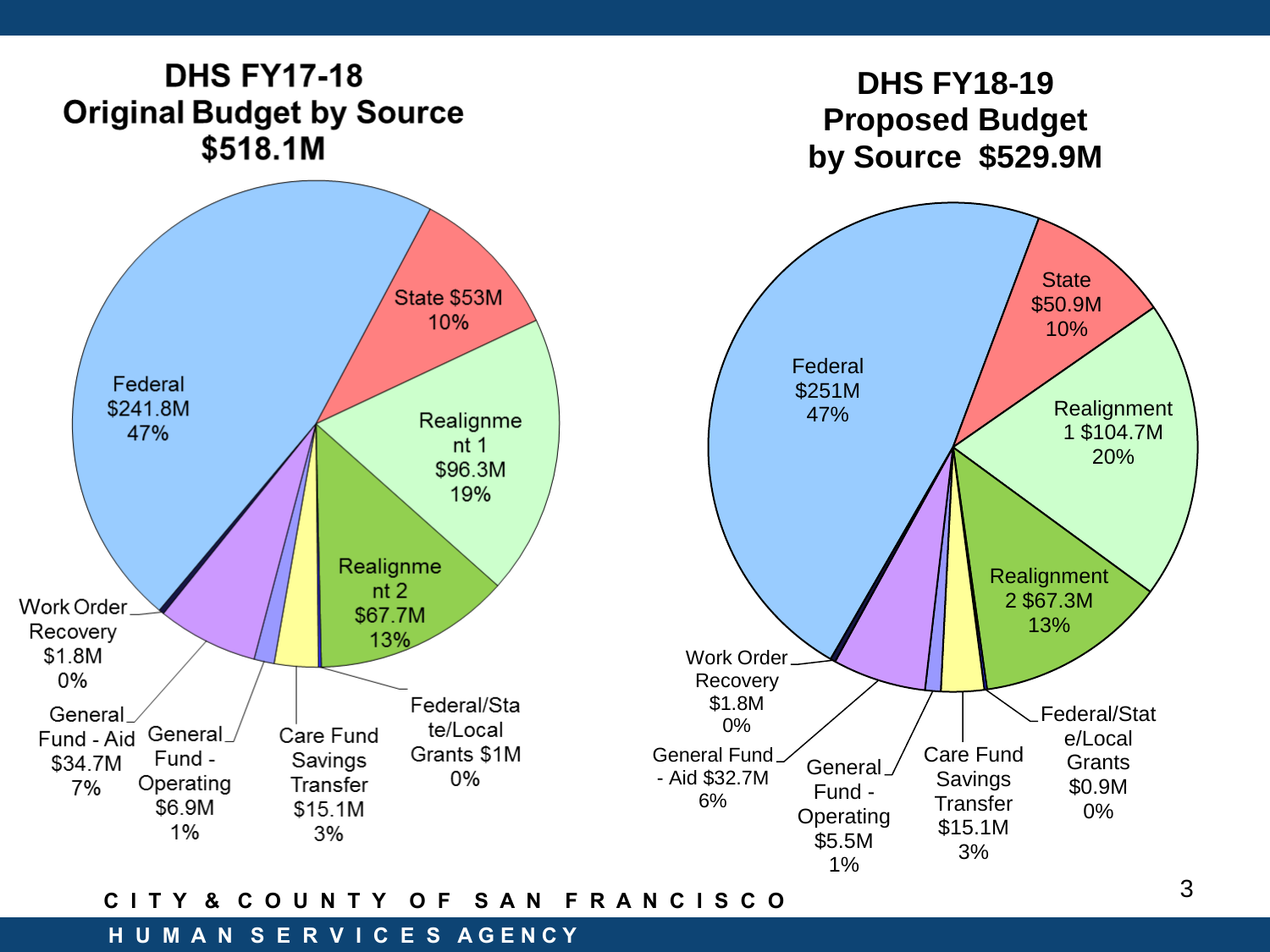## DHS FY17-18 Original Budget by Source $518.1M

| Source | Amount | Percent |
|---|---|---|
| Federal | $241.8M | 47% |
| State | $53M | 10% |
| Realignment 1 | $96.3M | 19% |
| Realignment 2 | $67.7M | 13% |
| Federal/State/Local Grants | $1M | 0% |
| Care Fund Savings Transfer | $15.1M | 3% |
| General Fund - Operating | $6.9M | 1% |
| General Fund - Aid | $34.7M | 7% |
| Work Order Recovery | $1.8M | 0% |

## DHS FY18-19 Proposed Budget by Source $529.9M

| Source | Amount | Percent |
|---|---|---|
| Federal | $251M | 47% |
| State | $50.9M | 10% |
| Realignment 1 | $104.7M | 20% |
| Realignment 2 | $67.3M | 13% |
| Federal/State/Local Grants | $0.9M | 0% |
| Care Fund Savings Transfer | $15.1M | 3% |
| General Fund - Operating | $5.5M | 1% |
| General Fund - Aid | $32.7M | 6% |
| Work Order Recovery | $1.8M | 0% |

CITY & COUNTY OF SAN FRANCISCO

HUMAN SERVICES AGENCY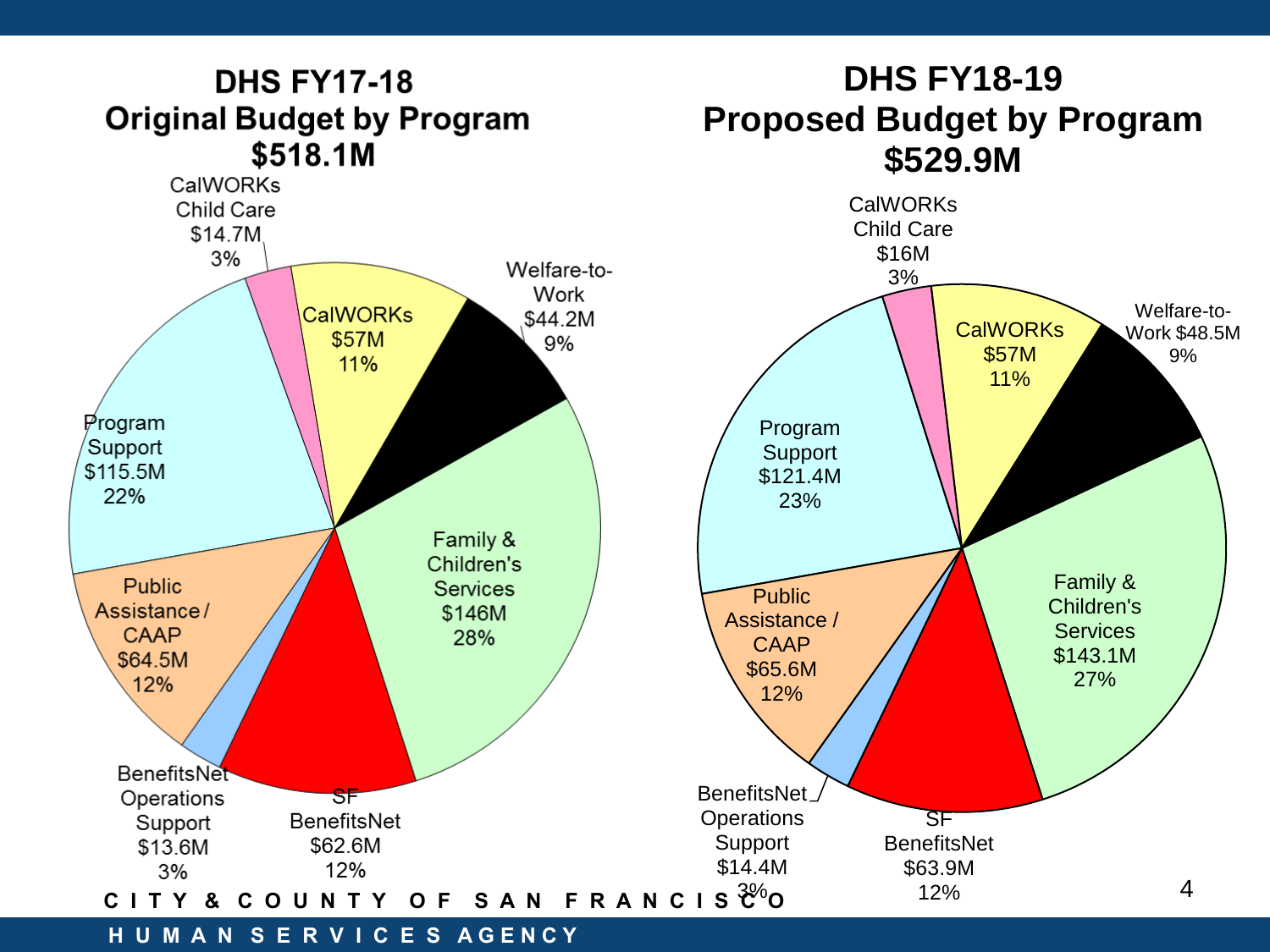## DHS FY17-18 Original Budget by Program $518.1M

| Program | Amount | Percent |
|---|---|---|
| CalWORKs Child Care | $14.7M | 3% |
| CalWORKs | $57M | 11% |
| Welfare-to-Work | $44.2M | 9% |
| Family & Children's Services | $146M | 28% |
| SF BenefitsNet | $62.6M | 12% |
| BenefitsNet Operations Support | $13.6M | 3% |
| Public Assistance / CAAP | $64.5M | 12% |
| Program Support | $115.5M | 22% |

## DHS FY18-19 Proposed Budget by Program $529.9M

| Program | Amount | Percent |
|---|---|---|
| CalWORKs Child Care | $16M | 3% |
| CalWORKs | $57M | 11% |
| Welfare-to-Work | $48.5M | 9% |
| Family & Children's Services | $143.1M | 27% |
| SF BenefitsNet | $63.9M | 12% |
| BenefitsNet Operations Support | $14.4M | 3% |
| Public Assistance / CAAP | $65.6M | 12% |
| Program Support | $121.4M | 23% |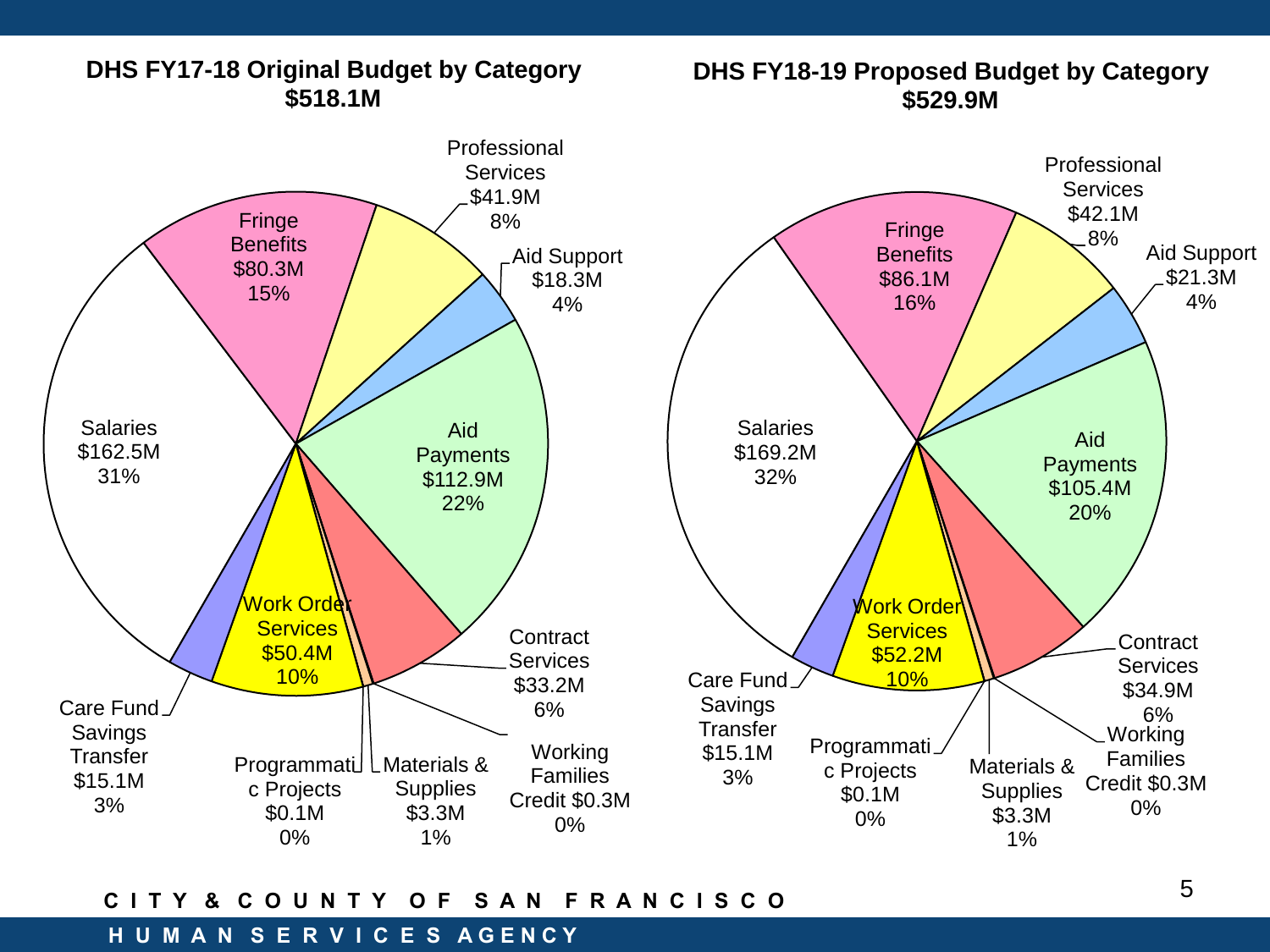## DHS FY17-18 Original Budget by Category
**$518.1M**

| Category | Amount | Percent |
|---|---|---|
| Salaries | $162.5M | 31% |
| Fringe Benefits | $80.3M | 15% |
| Professional Services | $41.9M | 8% |
| Aid Support | $18.3M | 4% |
| Aid Payments | $112.9M | 22% |
| Contract Services | $33.2M | 6% |
| Working Families Credit | $0.3M | 0% |
| Materials & Supplies | $3.3M | 1% |
| Programmatic Projects | $0.1M | 0% |
| Work Order Services | $50.4M | 10% |
| Care Fund Savings Transfer | $15.1M | 3% |

## DHS FY18-19 Proposed Budget by Category
**$529.9M**

| Category | Amount | Percent |
|---|---|---|
| Salaries | $169.2M | 32% |
| Fringe Benefits | $86.1M | 16% |
| Professional Services | $42.1M | 8% |
| Aid Support | $21.3M | 4% |
| Aid Payments | $105.4M | 20% |
| Contract Services | $34.9M | 6% |
| Working Families Credit | $0.3M | 0% |
| Materials & Supplies | $3.3M | 1% |
| Programmatic Projects | $0.1M | 0% |
| Work Order Services | $52.2M | 10% |
| Care Fund Savings Transfer | $15.1M | 3% |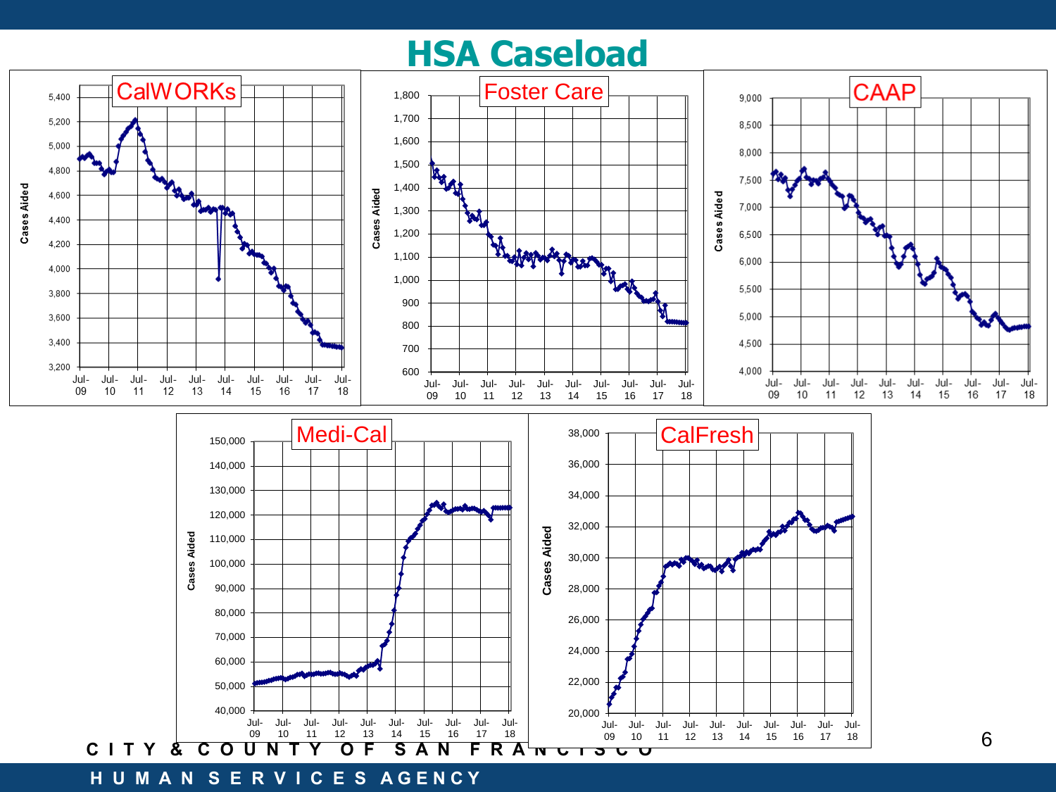# HSA Caseload

**CalWORKs**

Cases Aided

5,400 / 5,200 / 5,000 / 4,800 / 4,600 / 4,400 / 4,200 / 4,000 / 3,800 / 3,600 / 3,400 / 3,200

Jul-09 Jul-10 Jul-11 Jul-12 Jul-13 Jul-14 Jul-15 Jul-16 Jul-17 Jul-18

**Foster Care**

Cases Aided

1,800 / 1,700 / 1,600 / 1,500 / 1,400 / 1,300 / 1,200 / 1,100 / 1,000 / 900 / 800 / 700 / 600

Jul-09 Jul-10 Jul-11 Jul-12 Jul-13 Jul-14 Jul-15 Jul-16 Jul-17 Jul-18

**CAAP**

Cases Aided

9,000 / 8,500 / 8,000 / 7,500 / 7,000 / 6,500 / 6,000 / 5,500 / 5,000 / 4,500 / 4,000

Jul-09 Jul-10 Jul-11 Jul-12 Jul-13 Jul-14 Jul-15 Jul-16 Jul-17 Jul-18

**Medi-Cal**

Cases Aided

150,000 / 140,000 / 130,000 / 120,000 / 110,000 / 100,000 / 90,000 / 80,000 / 70,000 / 60,000 / 50,000 / 40,000

Jul-09 Jul-10 Jul-11 Jul-12 Jul-13 Jul-14 Jul-15 Jul-16 Jul-17 Jul-18

**CalFresh**

Cases Aided

38,000 / 36,000 / 34,000 / 32,000 / 30,000 / 28,000 / 26,000 / 24,000 / 22,000 / 20,000

Jul-09 Jul-10 Jul-11 Jul-12 Jul-13 Jul-14 Jul-15 Jul-16 Jul-17 Jul-18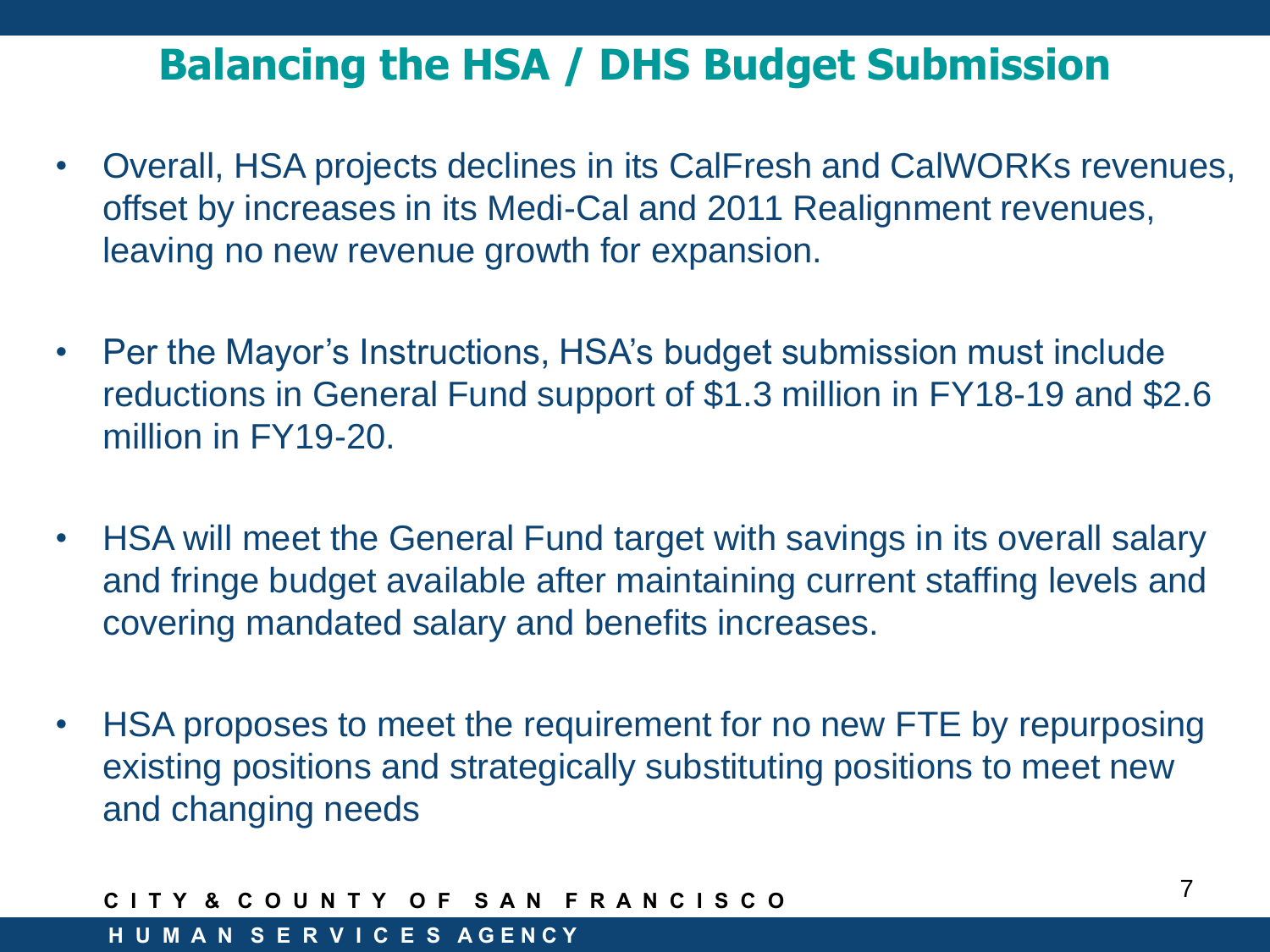# Balancing the HSA / DHS Budget Submission

- Overall, HSA projects declines in its CalFresh and CalWORKs revenues, offset by increases in its Medi-Cal and 2011 Realignment revenues, leaving no new revenue growth for expansion.
- Per the Mayor's Instructions, HSA's budget submission must include reductions in General Fund support of $1.3 million in FY18-19 and $2.6 million in FY19-20.
- HSA will meet the General Fund target with savings in its overall salary and fringe budget available after maintaining current staffing levels and covering mandated salary and benefits increases.
- HSA proposes to meet the requirement for no new FTE by repurposing existing positions and strategically substituting positions to meet new and changing needs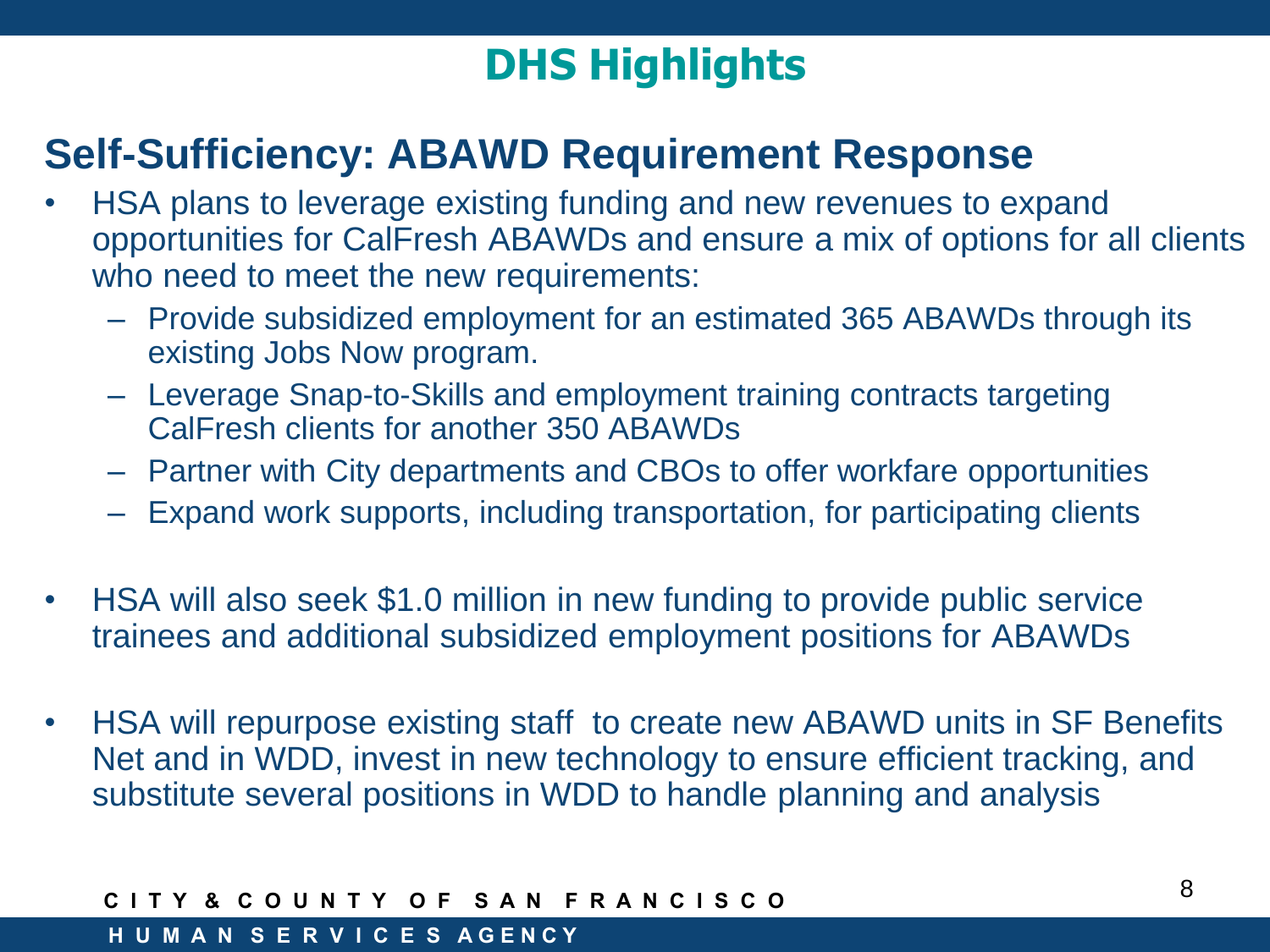# DHS Highlights

## Self-Sufficiency: ABAWD Requirement Response

- HSA plans to leverage existing funding and new revenues to expand opportunities for CalFresh ABAWDs and ensure a mix of options for all clients who need to meet the new requirements:
  - Provide subsidized employment for an estimated 365 ABAWDs through its existing Jobs Now program.
  - Leverage Snap-to-Skills and employment training contracts targeting CalFresh clients for another 350 ABAWDs
  - Partner with City departments and CBOs to offer workfare opportunities
  - Expand work supports, including transportation, for participating clients
- HSA will also seek $1.0 million in new funding to provide public service trainees and additional subsidized employment positions for ABAWDs
- HSA will repurpose existing staff to create new ABAWD units in SF Benefits Net and in WDD, invest in new technology to ensure efficient tracking, and substitute several positions in WDD to handle planning and analysis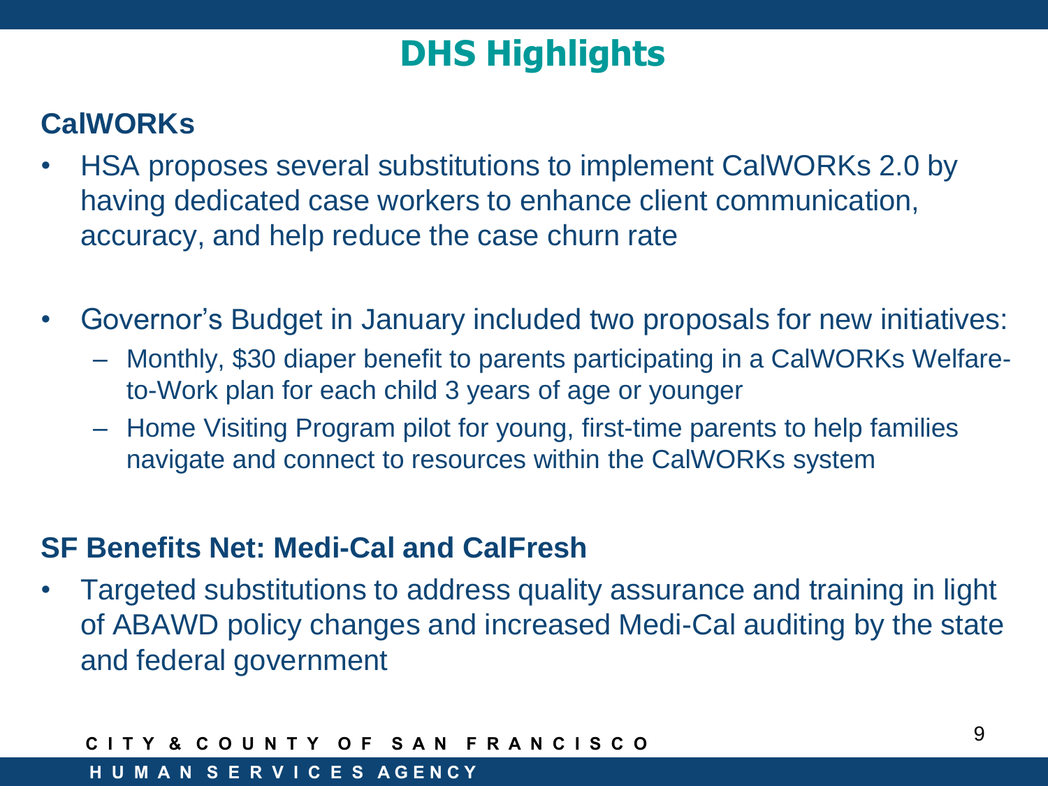# DHS Highlights

## CalWORKs

- HSA proposes several substitutions to implement CalWORKs 2.0 by having dedicated case workers to enhance client communication, accuracy, and help reduce the case churn rate
- Governor's Budget in January included two proposals for new initiatives:
  - Monthly, $30 diaper benefit to parents participating in a CalWORKs Welfare-to-Work plan for each child 3 years of age or younger
  - Home Visiting Program pilot for young, first-time parents to help families navigate and connect to resources within the CalWORKs system

## SF Benefits Net: Medi-Cal and CalFresh

- Targeted substitutions to address quality assurance and training in light of ABAWD policy changes and increased Medi-Cal auditing by the state and federal government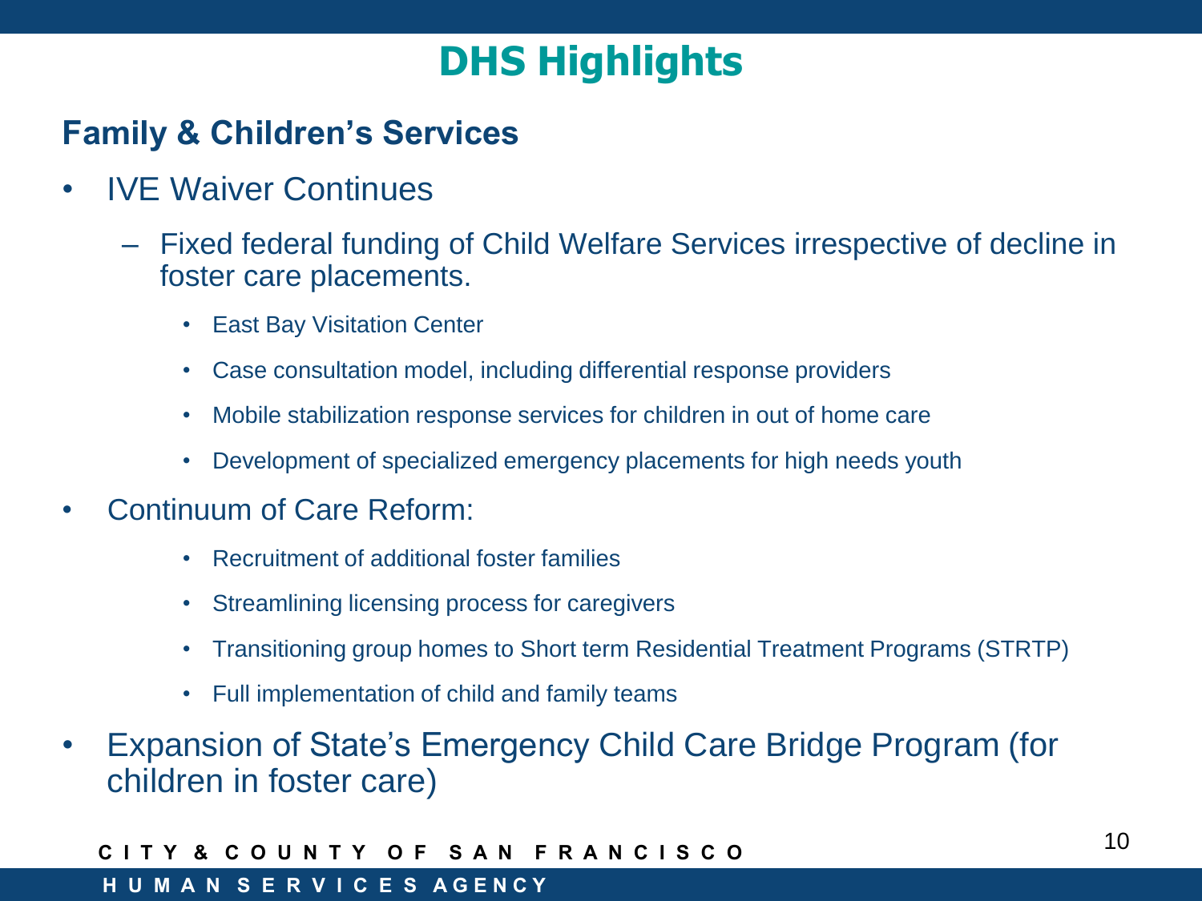# DHS Highlights

## Family & Children's Services

- IVE Waiver Continues
  - Fixed federal funding of Child Welfare Services irrespective of decline in foster care placements.
    - East Bay Visitation Center
    - Case consultation model, including differential response providers
    - Mobile stabilization response services for children in out of home care
    - Development of specialized emergency placements for high needs youth
- Continuum of Care Reform:
  - Recruitment of additional foster families
  - Streamlining licensing process for caregivers
  - Transitioning group homes to Short term Residential Treatment Programs (STRTP)
  - Full implementation of child and family teams
- Expansion of State's Emergency Child Care Bridge Program (for children in foster care)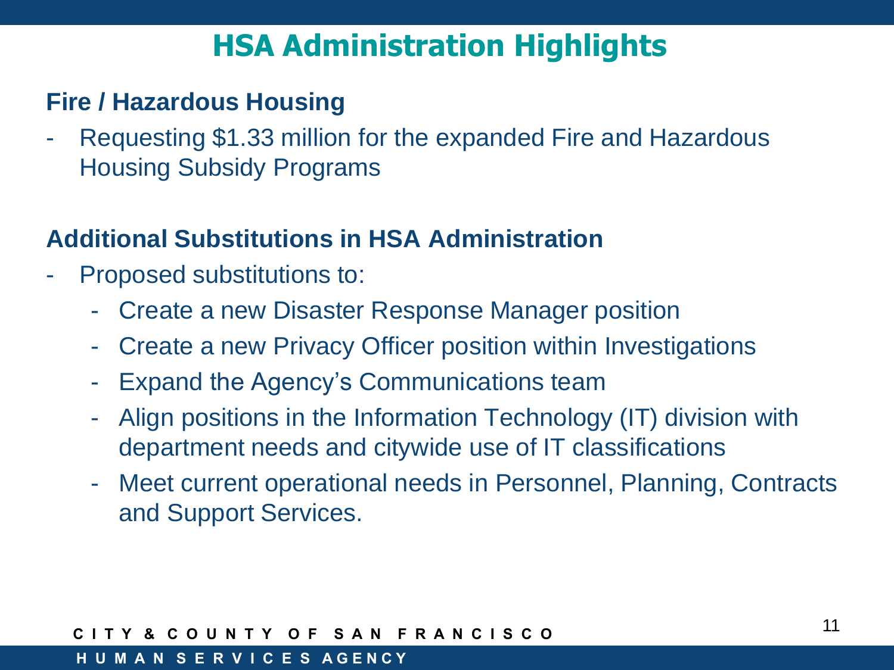# HSA Administration Highlights

## Fire / Hazardous Housing

- Requesting $1.33 million for the expanded Fire and Hazardous Housing Subsidy Programs

## Additional Substitutions in HSA Administration

- Proposed substitutions to:
  - Create a new Disaster Response Manager position
  - Create a new Privacy Officer position within Investigations
  - Expand the Agency's Communications team
  - Align positions in the Information Technology (IT) division with department needs and citywide use of IT classifications
  - Meet current operational needs in Personnel, Planning, Contracts and Support Services.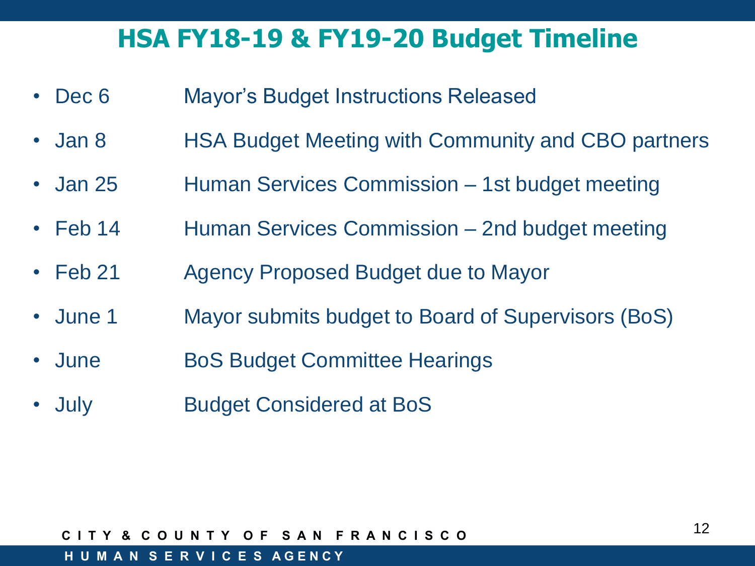# HSA FY18-19 & FY19-20 Budget Timeline

- Dec 6 — Mayor's Budget Instructions Released
- Jan 8 — HSA Budget Meeting with Community and CBO partners
- Jan 25 — Human Services Commission – 1st budget meeting
- Feb 14 — Human Services Commission – 2nd budget meeting
- Feb 21 — Agency Proposed Budget due to Mayor
- June 1 — Mayor submits budget to Board of Supervisors (BoS)
- June — BoS Budget Committee Hearings
- July — Budget Considered at BoS